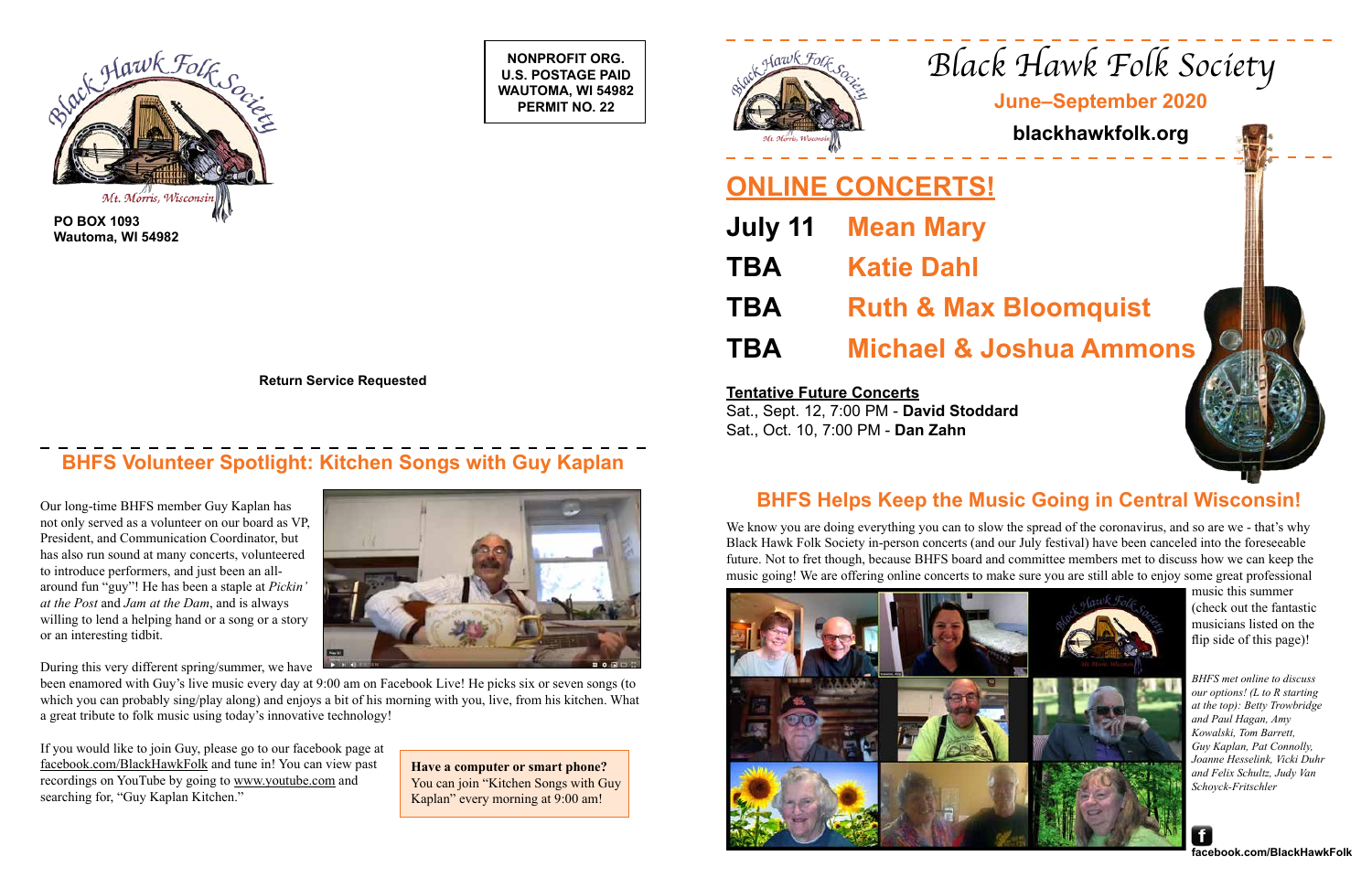Black Hawk Folk Society
Mt. Morris, Wisconsin

**PO BOX 1093**
**Wautoma, WI 54982**

**NONPROFIT ORG.**
**U.S. POSTAGE PAID**
**WAUTOMA, WI 54982**
**PERMIT NO. 22**

**Return Service Requested**

## BHFS Volunteer Spotlight: Kitchen Songs with Guy Kaplan

Our long-time BHFS member Guy Kaplan has not only served as a volunteer on our board as VP, President, and Communication Coordinator, but has also run sound at many concerts, volunteered to introduce performers, and just been an all-around fun "guy"! He has been a staple at *Pickin' at the Post* and *Jam at the Dam*, and is always willing to lend a helping hand or a song or a story or an interesting tidbit.

During this very different spring/summer, we have been enamored with Guy's live music every day at 9:00 am on Facebook Live! He picks six or seven songs (to which you can probably sing/play along) and enjoys a bit of his morning with you, live, from his kitchen. What a great tribute to folk music using today's innovative technology!

If you would like to join Guy, please go to our facebook page at facebook.com/BlackHawkFolk and tune in! You can view past recordings on YouTube by going to www.youtube.com and searching for, "Guy Kaplan Kitchen."

**Have a computer or smart phone?** You can join "Kitchen Songs with Guy Kaplan" every morning at 9:00 am!

# Black Hawk Folk Society

**June–September 2020**

**blackhawkfolk.org**

## ONLINE CONCERTS!

| | |
|---|---|
| **July 11** | **Mean Mary** |
| **TBA** | **Katie Dahl** |
| **TBA** | **Ruth & Max Bloomquist** |
| **TBA** | **Michael & Joshua Ammons** |

**Tentative Future Concerts**
Sat., Sept. 12, 7:00 PM - **David Stoddard**
Sat., Oct. 10, 7:00 PM - **Dan Zahn**

## BHFS Helps Keep the Music Going in Central Wisconsin!

We know you are doing everything you can to slow the spread of the coronavirus, and so are we - that's why Black Hawk Folk Society in-person concerts (and our July festival) have been canceled into the foreseeable future. Not to fret though, because BHFS board and committee members met to discuss how we can keep the music going! We are offering online concerts to make sure you are still able to enjoy some great professional music this summer (check out the fantastic musicians listed on the flip side of this page)!

*BHFS met online to discuss our options! (L to R starting at the top): Betty Trowbridge and Paul Hagan, Amy Kowalski, Tom Barrett, Guy Kaplan, Pat Connolly, Joanne Hesselink, Vicki Duhr and Felix Schultz, Judy Van Schoyck-Fritschler*

**facebook.com/BlackHawkFolk**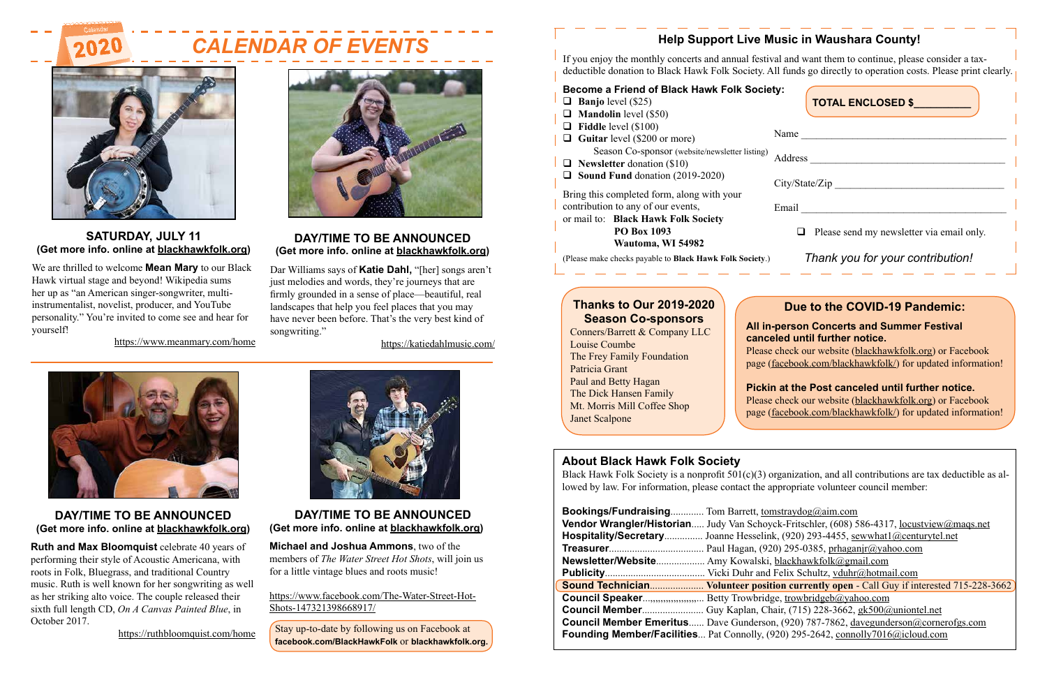2020

# CALENDAR OF EVENTS

### SATURDAY, JULY 11
**(Get more info. online at blackhawkfolk.org)**

We are thrilled to welcome **Mean Mary** to our Black Hawk virtual stage and beyond! Wikipedia sums her up as "an American singer-songwriter, multi-instrumentalist, novelist, producer, and YouTube personality." You're invited to come see and hear for yourself!

https://www.meanmary.com/home

### DAY/TIME TO BE ANNOUNCED
**(Get more info. online at blackhawkfolk.org)**

Dar Williams says of **Katie Dahl,** "[her] songs aren't just melodies and words, they're journeys that are firmly grounded in a sense of place—beautiful, real landscapes that help you feel places that you may have never been before. That's the very best kind of songwriting."

https://katiedahlmusic.com/

### DAY/TIME TO BE ANNOUNCED
**(Get more info. online at blackhawkfolk.org)**

**Ruth and Max Bloomquist** celebrate 40 years of performing their style of Acoustic Americana, with roots in Folk, Bluegrass, and traditional Country music. Ruth is well known for her songwriting as well as her striking alto voice. The couple released their sixth full length CD, *On A Canvas Painted Blue*, in October 2017.

https://ruthbloomquist.com/home

### DAY/TIME TO BE ANNOUNCED
**(Get more info. online at blackhawkfolk.org)**

**Michael and Joshua Ammons**, two of the members of *The Water Street Hot Shots*, will join us for a little vintage blues and roots music!

https://www.facebook.com/The-Water-Street-Hot-Shots-147321398668917/

Stay up-to-date by following us on Facebook at **facebook.com/BlackHawkFolk** or **blackhawkfolk.org.**

## Help Support Live Music in Waushara County!

If you enjoy the monthly concerts and annual festival and want them to continue, please consider a tax-deductible donation to Black Hawk Folk Society. All funds go directly to operation costs. Please print clearly.

**Become a Friend of Black Hawk Folk Society:**

- ❑ **Banjo** level ($25)
- ❑ **Mandolin** level ($50)
- ❑ **Fiddle** level ($100)
- ❑ **Guitar** level ($200 or more)
  Season Co-sponsor (website/newsletter listing)
- ❑ **Newsletter** donation ($10)
- ❑ **Sound Fund** donation (2019-2020)

Bring this completed form, along with your contribution to any of our events,
or mail to: **Black Hawk Folk Society**
**PO Box 1093**
**Wautoma, WI 54982**

(Please make checks payable to **Black Hawk Folk Society**.)

**TOTAL ENCLOSED $__________**

Name ________________________________

Address ________________________________

City/State/Zip ________________________________

Email ________________________________

❑ Please send my newsletter via email only.

*Thank you for your contribution!*

### Thanks to Our 2019-2020 Season Co-sponsors

Conners/Barrett & Company LLC
Louise Coumbe
The Frey Family Foundation
Patricia Grant
Paul and Betty Hagan
The Dick Hansen Family
Mt. Morris Mill Coffee Shop
Janet Scalpone

### Due to the COVID-19 Pandemic:

**All in-person Concerts and Summer Festival canceled until further notice.**
Please check our website (blackhawkfolk.org) or Facebook page (facebook.com/blackhawkfolk/) for updated information!

**Pickin at the Post canceled until further notice.**
Please check our website (blackhawkfolk.org) or Facebook page (facebook.com/blackhawkfolk/) for updated information!

### About Black Hawk Folk Society

Black Hawk Folk Society is a nonprofit 501(c)(3) organization, and all contributions are tax deductible as allowed by law. For information, please contact the appropriate volunteer council member:

**Bookings/Fundraising**............. Tom Barrett, tomstraydog@aim.com
**Vendor Wrangler/Historian**..... Judy Van Schoyck-Fritschler, (608) 586-4317, locustview@maqs.net
**Hospitality/Secretary**............... Joanne Hesselink, (920) 293-4455, sewwhat1@centurytel.net
**Treasurer**..................................... Paul Hagan, (920) 295-0385, prhaganjr@yahoo.com
**Newsletter/Website**................... Amy Kowalski, blackhawkfolk@gmail.com
**Publicity**....................................... Vicki Duhr and Felix Schultz, vduhr@hotmail.com
**Sound Technician**..................... **Volunteer position currently open** - Call Guy if interested 715-228-3662
**Council Speaker**........................ Betty Trowbridge, trowbridgeb@yahoo.com
**Council Member**........................ Guy Kaplan, Chair, (715) 228-3662, gk500@uniontel.net
**Council Member Emeritus**...... Dave Gunderson, (920) 787-7862, davegunderson@cornerofgs.com
**Founding Member/Facilities**... Pat Connolly, (920) 295-2642, connolly7016@icloud.com